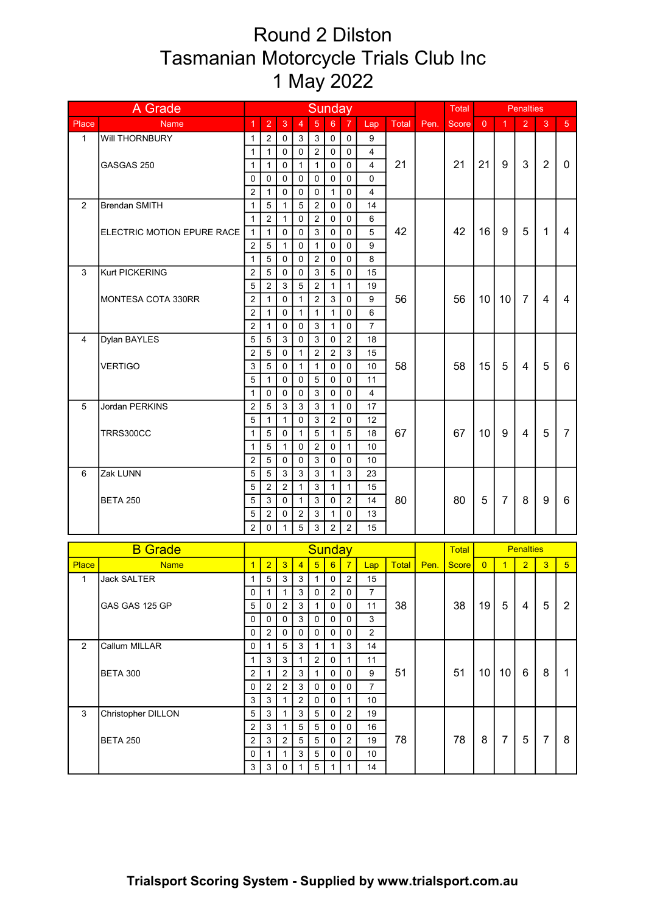# Round 2 Dilston
# Tasmanian Motorcycle Trials Club Inc
# 1 May 2022

| A Grade | | Sunday | | | | | | | | | | Total | Penalties | | | | |
|---|---|---|---|---|---|---|---|---|---|---|---|---|---|---|---|---|---|
| Place | Name | 1 | 2 | 3 | 4 | 5 | 6 | 7 | Lap | Total | Pen. | Score | 0 | 1 | 2 | 3 | 5 |
| 1 | Will THORNBURY | 1 | 2 | 0 | 3 | 3 | 0 | 0 | 9 | 21 | | 21 | 21 | 9 | 3 | 2 | 0 |
| | | 1 | 1 | 0 | 0 | 2 | 0 | 0 | 4 | | | | | | | | |
| | GASGAS 250 | 1 | 1 | 0 | 1 | 1 | 0 | 0 | 4 | | | | | | | | |
| | | 0 | 0 | 0 | 0 | 0 | 0 | 0 | 0 | | | | | | | | |
| | | 2 | 1 | 0 | 0 | 0 | 1 | 0 | 4 | | | | | | | | |
| 2 | Brendan SMITH | 1 | 5 | 1 | 5 | 2 | 0 | 0 | 14 | 42 | | 42 | 16 | 9 | 5 | 1 | 4 |
| | | 1 | 2 | 1 | 0 | 2 | 0 | 0 | 6 | | | | | | | | |
| | ELECTRIC MOTION EPURE RACE | 1 | 1 | 0 | 0 | 3 | 0 | 0 | 5 | | | | | | | | |
| | | 2 | 5 | 1 | 0 | 1 | 0 | 0 | 9 | | | | | | | | |
| | | 1 | 5 | 0 | 0 | 2 | 0 | 0 | 8 | | | | | | | | |
| 3 | Kurt PICKERING | 2 | 5 | 0 | 0 | 3 | 5 | 0 | 15 | 56 | | 56 | 10 | 10 | 7 | 4 | 4 |
| | | 5 | 2 | 3 | 5 | 2 | 1 | 1 | 19 | | | | | | | | |
| | MONTESA COTA 330RR | 2 | 1 | 0 | 1 | 2 | 3 | 0 | 9 | | | | | | | | |
| | | 2 | 1 | 0 | 1 | 1 | 1 | 0 | 6 | | | | | | | | |
| | | 2 | 1 | 0 | 0 | 3 | 1 | 0 | 7 | | | | | | | | |
| 4 | Dylan BAYLES | 5 | 5 | 3 | 0 | 3 | 0 | 2 | 18 | 58 | | 58 | 15 | 5 | 4 | 5 | 6 |
| | | 2 | 5 | 0 | 1 | 2 | 2 | 3 | 15 | | | | | | | | |
| | VERTIGO | 3 | 5 | 0 | 1 | 1 | 0 | 0 | 10 | | | | | | | | |
| | | 5 | 1 | 0 | 0 | 5 | 0 | 0 | 11 | | | | | | | | |
| | | 1 | 0 | 0 | 0 | 3 | 0 | 0 | 4 | | | | | | | | |
| 5 | Jordan PERKINS | 2 | 5 | 3 | 3 | 3 | 1 | 0 | 17 | 67 | | 67 | 10 | 9 | 4 | 5 | 7 |
| | | 5 | 1 | 1 | 0 | 3 | 2 | 0 | 12 | | | | | | | | |
| | TRRS300CC | 1 | 5 | 0 | 1 | 5 | 1 | 5 | 18 | | | | | | | | |
| | | 1 | 5 | 1 | 0 | 2 | 0 | 1 | 10 | | | | | | | | |
| | | 2 | 5 | 0 | 0 | 3 | 0 | 0 | 10 | | | | | | | | |
| 6 | Zak LUNN | 5 | 5 | 3 | 3 | 3 | 1 | 3 | 23 | 80 | | 80 | 5 | 7 | 8 | 9 | 6 |
| | | 5 | 2 | 2 | 1 | 3 | 1 | 1 | 15 | | | | | | | | |
| | BETA 250 | 5 | 3 | 0 | 1 | 3 | 0 | 2 | 14 | | | | | | | | |
| | | 5 | 2 | 0 | 2 | 3 | 1 | 0 | 13 | | | | | | | | |
| | | 2 | 0 | 1 | 5 | 3 | 2 | 2 | 15 | | | | | | | | |

| B Grade | | Sunday | | | | | | | | | | Total | Penalties | | | | |
|---|---|---|---|---|---|---|---|---|---|---|---|---|---|---|---|---|---|
| Place | Name | 1 | 2 | 3 | 4 | 5 | 6 | 7 | Lap | Total | Pen. | Score | 0 | 1 | 2 | 3 | 5 |
| 1 | Jack SALTER | 1 | 5 | 3 | 3 | 1 | 0 | 2 | 15 | 38 | | 38 | 19 | 5 | 4 | 5 | 2 |
| | | 0 | 1 | 1 | 3 | 0 | 2 | 0 | 7 | | | | | | | | |
| | GAS GAS 125 GP | 5 | 0 | 2 | 3 | 1 | 0 | 0 | 11 | | | | | | | | |
| | | 0 | 0 | 0 | 3 | 0 | 0 | 0 | 3 | | | | | | | | |
| | | 0 | 2 | 0 | 0 | 0 | 0 | 0 | 2 | | | | | | | | |
| 2 | Callum MILLAR | 0 | 1 | 5 | 3 | 1 | 1 | 3 | 14 | 51 | | 51 | 10 | 10 | 6 | 8 | 1 |
| | | 1 | 3 | 3 | 1 | 2 | 0 | 1 | 11 | | | | | | | | |
| | BETA 300 | 2 | 1 | 2 | 3 | 1 | 0 | 0 | 9 | | | | | | | | |
| | | 0 | 2 | 2 | 3 | 0 | 0 | 0 | 7 | | | | | | | | |
| | | 3 | 3 | 1 | 2 | 0 | 0 | 1 | 10 | | | | | | | | |
| 3 | Christopher DILLON | 5 | 3 | 1 | 3 | 5 | 0 | 2 | 19 | 78 | | 78 | 8 | 7 | 5 | 7 | 8 |
| | | 2 | 3 | 1 | 5 | 5 | 0 | 0 | 16 | | | | | | | | |
| | BETA 250 | 2 | 3 | 2 | 5 | 5 | 0 | 2 | 19 | | | | | | | | |
| | | 0 | 1 | 1 | 3 | 5 | 0 | 0 | 10 | | | | | | | | |
| | | 3 | 3 | 0 | 1 | 5 | 1 | 1 | 14 | | | | | | | | |

**Trialsport Scoring System - Supplied by www.trialsport.com.au**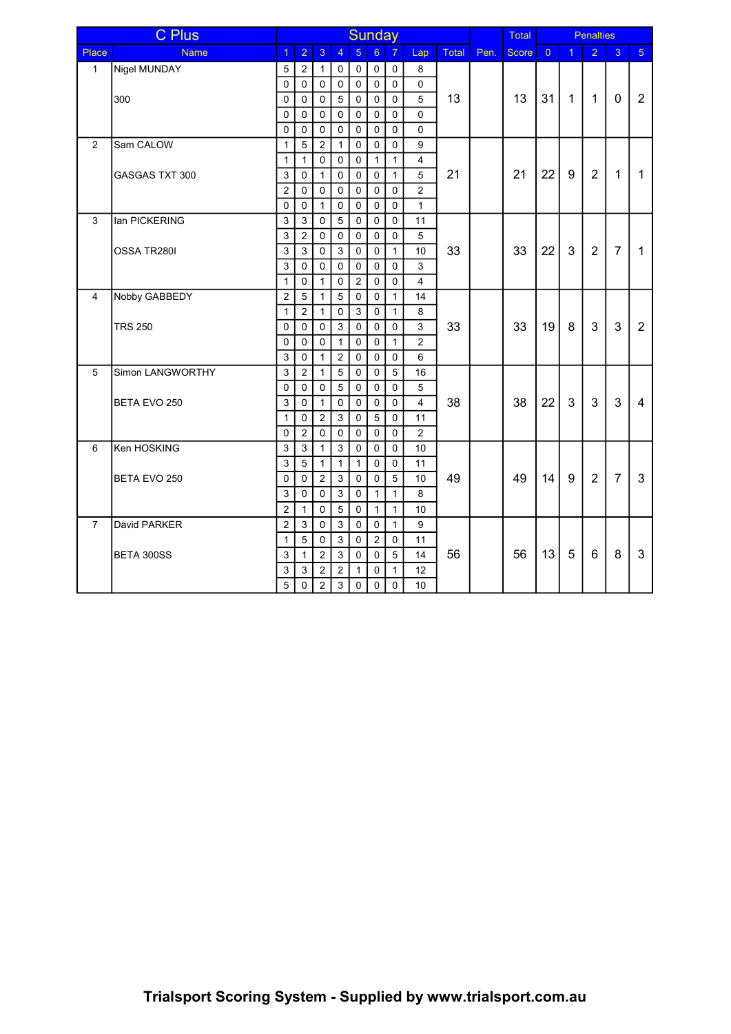| C Plus | | Sunday | | | | | | | | | | Total | Penalties | | | | |
|---|---|---|---|---|---|---|---|---|---|---|---|---|---|---|---|---|---|
| Place | Name | 1 | 2 | 3 | 4 | 5 | 6 | 7 | Lap | Total | Pen. | Score | 0 | 1 | 2 | 3 | 5 |
| 1 | Nigel MUNDAY | 5 | 2 | 1 | 0 | 0 | 0 | 0 | 8 | 13 | | 13 | 31 | 1 | 1 | 0 | 2 |
| | | 0 | 0 | 0 | 0 | 0 | 0 | 0 | 0 | | | | | | | | |
| | 300 | 0 | 0 | 0 | 5 | 0 | 0 | 0 | 5 | | | | | | | | |
| | | 0 | 0 | 0 | 0 | 0 | 0 | 0 | 0 | | | | | | | | |
| | | 0 | 0 | 0 | 0 | 0 | 0 | 0 | 0 | | | | | | | | |
| 2 | Sam CALOW | 1 | 5 | 2 | 1 | 0 | 0 | 0 | 9 | 21 | | 21 | 22 | 9 | 2 | 1 | 1 |
| | | 1 | 1 | 0 | 0 | 0 | 1 | 1 | 4 | | | | | | | | |
| | GASGAS TXT 300 | 3 | 0 | 1 | 0 | 0 | 0 | 1 | 5 | | | | | | | | |
| | | 2 | 0 | 0 | 0 | 0 | 0 | 0 | 2 | | | | | | | | |
| | | 0 | 0 | 1 | 0 | 0 | 0 | 0 | 1 | | | | | | | | |
| 3 | Ian PICKERING | 3 | 3 | 0 | 5 | 0 | 0 | 0 | 11 | 33 | | 33 | 22 | 3 | 2 | 7 | 1 |
| | | 3 | 2 | 0 | 0 | 0 | 0 | 0 | 5 | | | | | | | | |
| | OSSA TR280I | 3 | 3 | 0 | 3 | 0 | 0 | 1 | 10 | | | | | | | | |
| | | 3 | 0 | 0 | 0 | 0 | 0 | 0 | 3 | | | | | | | | |
| | | 1 | 0 | 1 | 0 | 2 | 0 | 0 | 4 | | | | | | | | |
| 4 | Nobby GABBEDY | 2 | 5 | 1 | 5 | 0 | 0 | 1 | 14 | 33 | | 33 | 19 | 8 | 3 | 3 | 2 |
| | | 1 | 2 | 1 | 0 | 3 | 0 | 1 | 8 | | | | | | | | |
| | TRS 250 | 0 | 0 | 0 | 3 | 0 | 0 | 0 | 3 | | | | | | | | |
| | | 0 | 0 | 0 | 1 | 0 | 0 | 1 | 2 | | | | | | | | |
| | | 3 | 0 | 1 | 2 | 0 | 0 | 0 | 6 | | | | | | | | |
| 5 | Simon LANGWORTHY | 3 | 2 | 1 | 5 | 0 | 0 | 5 | 16 | 38 | | 38 | 22 | 3 | 3 | 3 | 4 |
| | | 0 | 0 | 0 | 5 | 0 | 0 | 0 | 5 | | | | | | | | |
| | BETA EVO 250 | 3 | 0 | 1 | 0 | 0 | 0 | 0 | 4 | | | | | | | | |
| | | 1 | 0 | 2 | 3 | 0 | 5 | 0 | 11 | | | | | | | | |
| | | 0 | 2 | 0 | 0 | 0 | 0 | 0 | 2 | | | | | | | | |
| 6 | Ken HOSKING | 3 | 3 | 1 | 3 | 0 | 0 | 0 | 10 | 49 | | 49 | 14 | 9 | 2 | 7 | 3 |
| | | 3 | 5 | 1 | 1 | 1 | 0 | 0 | 11 | | | | | | | | |
| | BETA EVO 250 | 0 | 0 | 2 | 3 | 0 | 0 | 5 | 10 | | | | | | | | |
| | | 3 | 0 | 0 | 3 | 0 | 1 | 1 | 8 | | | | | | | | |
| | | 2 | 1 | 0 | 5 | 0 | 1 | 1 | 10 | | | | | | | | |
| 7 | David PARKER | 2 | 3 | 0 | 3 | 0 | 0 | 1 | 9 | 56 | | 56 | 13 | 5 | 6 | 8 | 3 |
| | | 1 | 5 | 0 | 3 | 0 | 2 | 0 | 11 | | | | | | | | |
| | BETA 300SS | 3 | 1 | 2 | 3 | 0 | 0 | 5 | 14 | | | | | | | | |
| | | 3 | 3 | 2 | 2 | 1 | 0 | 1 | 12 | | | | | | | | |
| | | 5 | 0 | 2 | 3 | 0 | 0 | 0 | 10 | | | | | | | | |

**Trialsport Scoring System - Supplied by www.trialsport.com.au**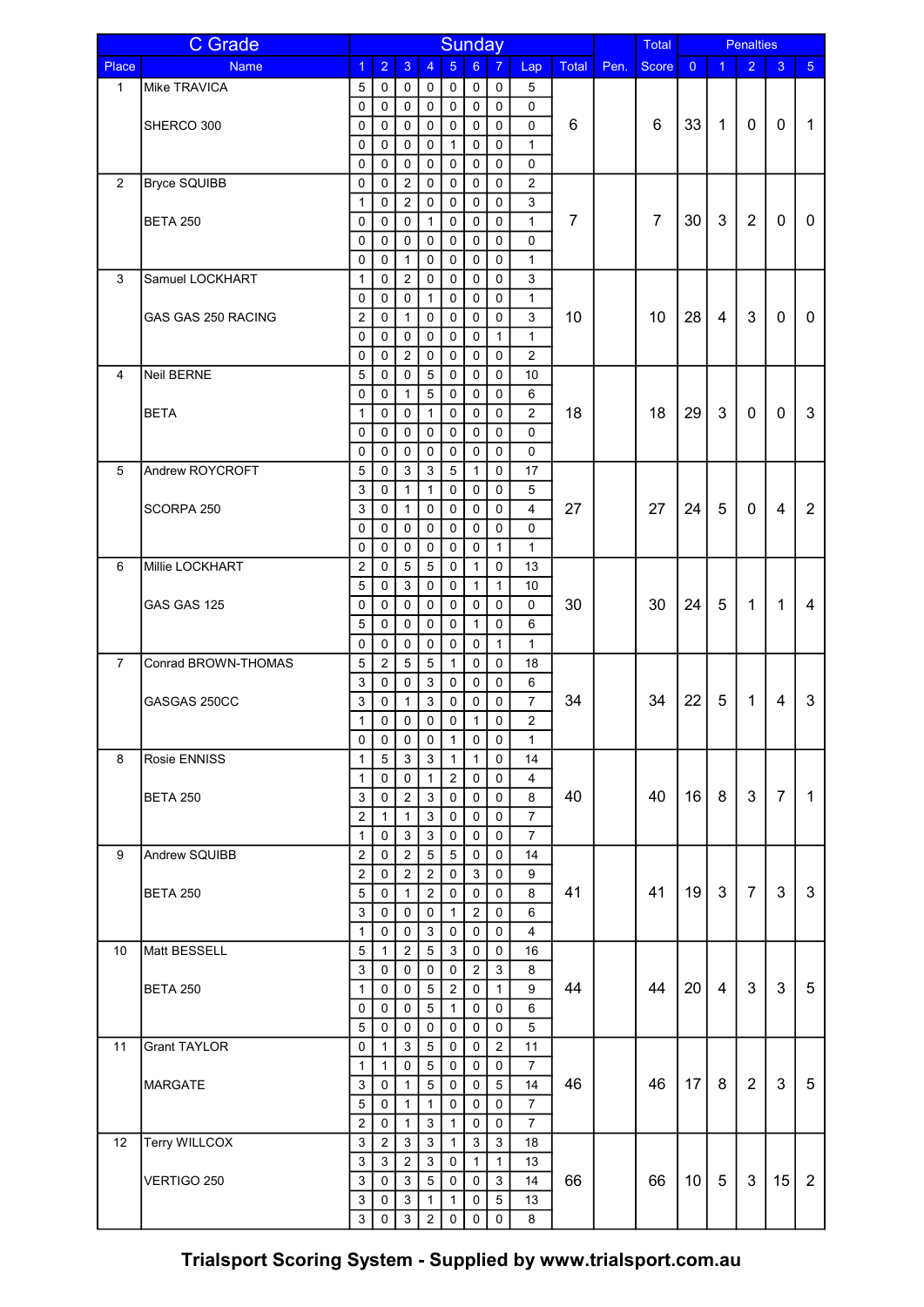| C Grade | | Sunday | | | | | | | | | | Total | Penalties | | | | |
|---|---|---|---|---|---|---|---|---|---|---|---|---|---|---|---|---|---|
| Place | Name | 1 | 2 | 3 | 4 | 5 | 6 | 7 | Lap | Total | Pen. | Score | 0 | 1 | 2 | 3 | 5 |
| 1 | Mike TRAVICA | 5 | 0 | 0 | 0 | 0 | 0 | 0 | 5 | 6 | | 6 | 33 | 1 | 0 | 0 | 1 |
| | | 0 | 0 | 0 | 0 | 0 | 0 | 0 | 0 | | | | | | | | |
| | SHERCO 300 | 0 | 0 | 0 | 0 | 0 | 0 | 0 | 0 | | | | | | | | |
| | | 0 | 0 | 0 | 0 | 1 | 0 | 0 | 1 | | | | | | | | |
| | | 0 | 0 | 0 | 0 | 0 | 0 | 0 | 0 | | | | | | | | |
| 2 | Bryce SQUIBB | 0 | 0 | 2 | 0 | 0 | 0 | 0 | 2 | 7 | | 7 | 30 | 3 | 2 | 0 | 0 |
| | | 1 | 0 | 2 | 0 | 0 | 0 | 0 | 3 | | | | | | | | |
| | BETA 250 | 0 | 0 | 0 | 1 | 0 | 0 | 0 | 1 | | | | | | | | |
| | | 0 | 0 | 0 | 0 | 0 | 0 | 0 | 0 | | | | | | | | |
| | | 0 | 0 | 1 | 0 | 0 | 0 | 0 | 1 | | | | | | | | |
| 3 | Samuel LOCKHART | 1 | 0 | 2 | 0 | 0 | 0 | 0 | 3 | 10 | | 10 | 28 | 4 | 3 | 0 | 0 |
| | | 0 | 0 | 0 | 1 | 0 | 0 | 0 | 1 | | | | | | | | |
| | GAS GAS 250 RACING | 2 | 0 | 1 | 0 | 0 | 0 | 0 | 3 | | | | | | | | |
| | | 0 | 0 | 0 | 0 | 0 | 0 | 1 | 1 | | | | | | | | |
| | | 0 | 0 | 2 | 0 | 0 | 0 | 0 | 2 | | | | | | | | |
| 4 | Neil BERNE | 5 | 0 | 0 | 5 | 0 | 0 | 0 | 10 | 18 | | 18 | 29 | 3 | 0 | 0 | 3 |
| | | 0 | 0 | 1 | 5 | 0 | 0 | 0 | 6 | | | | | | | | |
| | BETA | 1 | 0 | 0 | 1 | 0 | 0 | 0 | 2 | | | | | | | | |
| | | 0 | 0 | 0 | 0 | 0 | 0 | 0 | 0 | | | | | | | | |
| | | 0 | 0 | 0 | 0 | 0 | 0 | 0 | 0 | | | | | | | | |
| 5 | Andrew ROYCROFT | 5 | 0 | 3 | 3 | 5 | 1 | 0 | 17 | 27 | | 27 | 24 | 5 | 0 | 4 | 2 |
| | | 3 | 0 | 1 | 1 | 0 | 0 | 0 | 5 | | | | | | | | |
| | SCORPA 250 | 3 | 0 | 1 | 0 | 0 | 0 | 0 | 4 | | | | | | | | |
| | | 0 | 0 | 0 | 0 | 0 | 0 | 0 | 0 | | | | | | | | |
| | | 0 | 0 | 0 | 0 | 0 | 0 | 1 | 1 | | | | | | | | |
| 6 | Millie LOCKHART | 2 | 0 | 5 | 5 | 0 | 1 | 0 | 13 | 30 | | 30 | 24 | 5 | 1 | 1 | 4 |
| | | 5 | 0 | 3 | 0 | 0 | 1 | 1 | 10 | | | | | | | | |
| | GAS GAS 125 | 0 | 0 | 0 | 0 | 0 | 0 | 0 | 0 | | | | | | | | |
| | | 5 | 0 | 0 | 0 | 0 | 1 | 0 | 6 | | | | | | | | |
| | | 0 | 0 | 0 | 0 | 0 | 0 | 1 | 1 | | | | | | | | |
| 7 | Conrad BROWN-THOMAS | 5 | 2 | 5 | 5 | 1 | 0 | 0 | 18 | 34 | | 34 | 22 | 5 | 1 | 4 | 3 |
| | | 3 | 0 | 0 | 3 | 0 | 0 | 0 | 6 | | | | | | | | |
| | GASGAS 250CC | 3 | 0 | 1 | 3 | 0 | 0 | 0 | 7 | | | | | | | | |
| | | 1 | 0 | 0 | 0 | 0 | 1 | 0 | 2 | | | | | | | | |
| | | 0 | 0 | 0 | 0 | 1 | 0 | 0 | 1 | | | | | | | | |
| 8 | Rosie ENNISS | 1 | 5 | 3 | 3 | 1 | 1 | 0 | 14 | 40 | | 40 | 16 | 8 | 3 | 7 | 1 |
| | | 1 | 0 | 0 | 1 | 2 | 0 | 0 | 4 | | | | | | | | |
| | BETA 250 | 3 | 0 | 2 | 3 | 0 | 0 | 0 | 8 | | | | | | | | |
| | | 2 | 1 | 1 | 3 | 0 | 0 | 0 | 7 | | | | | | | | |
| | | 1 | 0 | 3 | 3 | 0 | 0 | 0 | 7 | | | | | | | | |
| 9 | Andrew SQUIBB | 2 | 0 | 2 | 5 | 5 | 0 | 0 | 14 | 41 | | 41 | 19 | 3 | 7 | 3 | 3 |
| | | 2 | 0 | 2 | 2 | 0 | 3 | 0 | 9 | | | | | | | | |
| | BETA 250 | 5 | 0 | 1 | 2 | 0 | 0 | 0 | 8 | | | | | | | | |
| | | 3 | 0 | 0 | 0 | 1 | 2 | 0 | 6 | | | | | | | | |
| | | 1 | 0 | 0 | 3 | 0 | 0 | 0 | 4 | | | | | | | | |
| 10 | Matt BESSELL | 5 | 1 | 2 | 5 | 3 | 0 | 0 | 16 | 44 | | 44 | 20 | 4 | 3 | 3 | 5 |
| | | 3 | 0 | 0 | 0 | 0 | 2 | 3 | 8 | | | | | | | | |
| | BETA 250 | 1 | 0 | 0 | 5 | 2 | 0 | 1 | 9 | | | | | | | | |
| | | 0 | 0 | 0 | 5 | 1 | 0 | 0 | 6 | | | | | | | | |
| | | 5 | 0 | 0 | 0 | 0 | 0 | 0 | 5 | | | | | | | | |
| 11 | Grant TAYLOR | 0 | 1 | 3 | 5 | 0 | 0 | 2 | 11 | 46 | | 46 | 17 | 8 | 2 | 3 | 5 |
| | | 1 | 1 | 0 | 5 | 0 | 0 | 0 | 7 | | | | | | | | |
| | MARGATE | 3 | 0 | 1 | 5 | 0 | 0 | 5 | 14 | | | | | | | | |
| | | 5 | 0 | 1 | 1 | 0 | 0 | 0 | 7 | | | | | | | | |
| | | 2 | 0 | 1 | 3 | 1 | 0 | 0 | 7 | | | | | | | | |
| 12 | Terry WILLCOX | 3 | 2 | 3 | 3 | 1 | 3 | 3 | 18 | 66 | | 66 | 10 | 5 | 3 | 15 | 2 |
| | | 3 | 3 | 2 | 3 | 0 | 1 | 1 | 13 | | | | | | | | |
| | VERTIGO 250 | 3 | 0 | 3 | 5 | 0 | 0 | 3 | 14 | | | | | | | | |
| | | 3 | 0 | 3 | 1 | 1 | 0 | 5 | 13 | | | | | | | | |
| | | 3 | 0 | 3 | 2 | 0 | 0 | 0 | 8 | | | | | | | | |

**Trialsport Scoring System - Supplied by www.trialsport.com.au**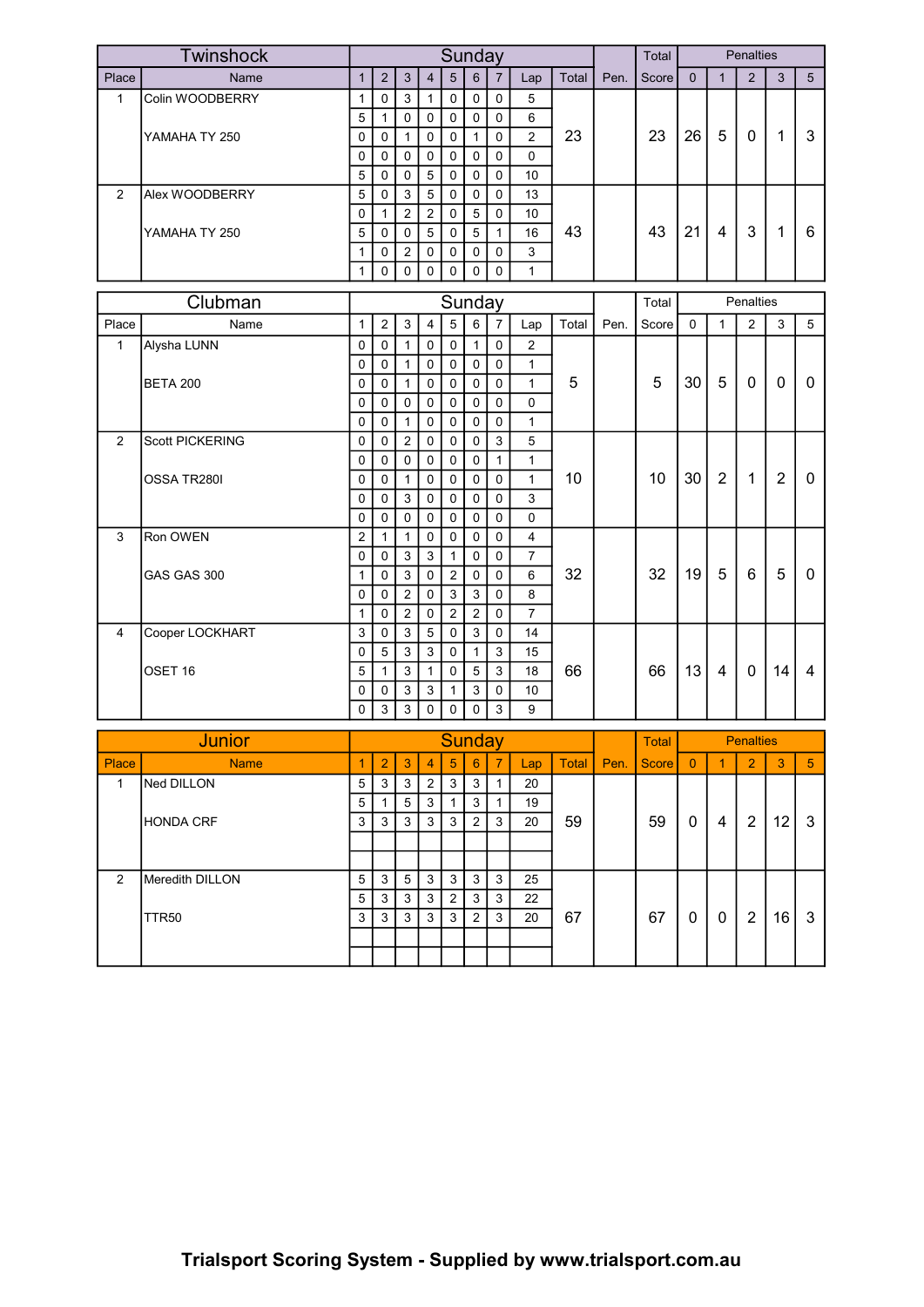| Twinshock | | Sunday | | | | | | | | | | Total | Penalties | | | | |
|---|---|---|---|---|---|---|---|---|---|---|---|---|---|---|---|---|---|
| Place | Name | 1 | 2 | 3 | 4 | 5 | 6 | 7 | Lap | Total | Pen. | Score | 0 | 1 | 2 | 3 | 5 |
| 1 | Colin WOODBERRY | 1 | 0 | 3 | 1 | 0 | 0 | 0 | 5 | 23 | | 23 | 26 | 5 | 0 | 1 | 3 |
| | | 5 | 1 | 0 | 0 | 0 | 0 | 0 | 6 | | | | | | | | |
| | YAMAHA TY 250 | 0 | 0 | 1 | 0 | 0 | 1 | 0 | 2 | | | | | | | | |
| | | 0 | 0 | 0 | 0 | 0 | 0 | 0 | 0 | | | | | | | | |
| | | 5 | 0 | 0 | 5 | 0 | 0 | 0 | 10 | | | | | | | | |
| 2 | Alex WOODBERRY | 5 | 0 | 3 | 5 | 0 | 0 | 0 | 13 | 43 | | 43 | 21 | 4 | 3 | 1 | 6 |
| | | 0 | 1 | 2 | 2 | 0 | 5 | 0 | 10 | | | | | | | | |
| | YAMAHA TY 250 | 5 | 0 | 0 | 5 | 0 | 5 | 1 | 16 | | | | | | | | |
| | | 1 | 0 | 2 | 0 | 0 | 0 | 0 | 3 | | | | | | | | |
| | | 1 | 0 | 0 | 0 | 0 | 0 | 0 | 1 | | | | | | | | |

| Clubman | | Sunday | | | | | | | | | | Total | Penalties | | | | |
|---|---|---|---|---|---|---|---|---|---|---|---|---|---|---|---|---|---|
| Place | Name | 1 | 2 | 3 | 4 | 5 | 6 | 7 | Lap | Total | Pen. | Score | 0 | 1 | 2 | 3 | 5 |
| 1 | Alysha LUNN | 0 | 0 | 1 | 0 | 0 | 1 | 0 | 2 | 5 | | 5 | 30 | 5 | 0 | 0 | 0 |
| | | 0 | 0 | 1 | 0 | 0 | 0 | 0 | 1 | | | | | | | | |
| | BETA 200 | 0 | 0 | 1 | 0 | 0 | 0 | 0 | 1 | | | | | | | | |
| | | 0 | 0 | 0 | 0 | 0 | 0 | 0 | 0 | | | | | | | | |
| | | 0 | 0 | 1 | 0 | 0 | 0 | 0 | 1 | | | | | | | | |
| 2 | Scott PICKERING | 0 | 0 | 2 | 0 | 0 | 0 | 3 | 5 | 10 | | 10 | 30 | 2 | 1 | 2 | 0 |
| | | 0 | 0 | 0 | 0 | 0 | 0 | 1 | 1 | | | | | | | | |
| | OSSA TR280I | 0 | 0 | 1 | 0 | 0 | 0 | 0 | 1 | | | | | | | | |
| | | 0 | 0 | 3 | 0 | 0 | 0 | 0 | 3 | | | | | | | | |
| | | 0 | 0 | 0 | 0 | 0 | 0 | 0 | 0 | | | | | | | | |
| 3 | Ron OWEN | 2 | 1 | 1 | 0 | 0 | 0 | 0 | 4 | 32 | | 32 | 19 | 5 | 6 | 5 | 0 |
| | | 0 | 0 | 3 | 3 | 1 | 0 | 0 | 7 | | | | | | | | |
| | GAS GAS 300 | 1 | 0 | 3 | 0 | 2 | 0 | 0 | 6 | | | | | | | | |
| | | 0 | 0 | 2 | 0 | 3 | 3 | 0 | 8 | | | | | | | | |
| | | 1 | 0 | 2 | 0 | 2 | 2 | 0 | 7 | | | | | | | | |
| 4 | Cooper LOCKHART | 3 | 0 | 3 | 5 | 0 | 3 | 0 | 14 | 66 | | 66 | 13 | 4 | 0 | 14 | 4 |
| | | 0 | 5 | 3 | 3 | 0 | 1 | 3 | 15 | | | | | | | | |
| | OSET 16 | 5 | 1 | 3 | 1 | 0 | 5 | 3 | 18 | | | | | | | | |
| | | 0 | 0 | 3 | 3 | 1 | 3 | 0 | 10 | | | | | | | | |
| | | 0 | 3 | 3 | 0 | 0 | 0 | 3 | 9 | | | | | | | | |

| Junior | | Sunday | | | | | | | | | | Total | Penalties | | | | |
|---|---|---|---|---|---|---|---|---|---|---|---|---|---|---|---|---|---|
| Place | Name | 1 | 2 | 3 | 4 | 5 | 6 | 7 | Lap | Total | Pen. | Score | 0 | 1 | 2 | 3 | 5 |
| 1 | Ned DILLON | 5 | 3 | 3 | 2 | 3 | 3 | 1 | 20 | 59 | | 59 | 0 | 4 | 2 | 12 | 3 |
| | | 5 | 1 | 5 | 3 | 1 | 3 | 1 | 19 | | | | | | | | |
| | HONDA CRF | 3 | 3 | 3 | 3 | 3 | 2 | 3 | 20 | | | | | | | | |
| | | | | | | | | | | | | | | | | | |
| | | | | | | | | | | | | | | | | | |
| 2 | Meredith DILLON | 5 | 3 | 5 | 3 | 3 | 3 | 3 | 25 | 67 | | 67 | 0 | 0 | 2 | 16 | 3 |
| | | 5 | 3 | 3 | 3 | 2 | 3 | 3 | 22 | | | | | | | | |
| | TTR50 | 3 | 3 | 3 | 3 | 3 | 2 | 3 | 20 | | | | | | | | |
| | | | | | | | | | | | | | | | | | |
| | | | | | | | | | | | | | | | | | |

**Trialsport Scoring System - Supplied by www.trialsport.com.au**